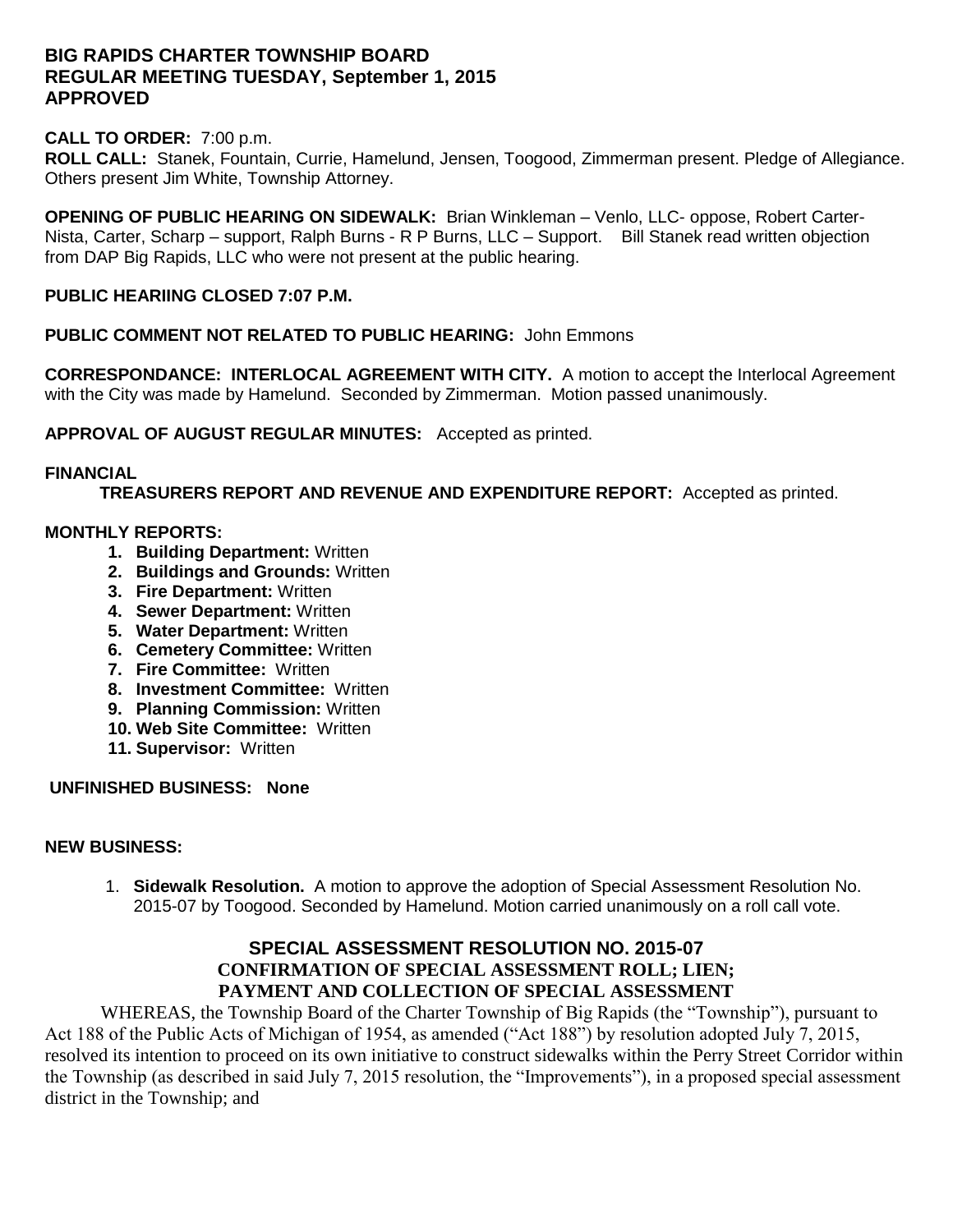# BIG RAPIDS CHARTER TOWNSHIP BOARD
# REGULAR MEETING TUESDAY, September 1, 2015
# APPROVED

**CALL TO ORDER:** 7:00 p.m.
**ROLL CALL:** Stanek, Fountain, Currie, Hamelund, Jensen, Toogood, Zimmerman present. Pledge of Allegiance. Others present Jim White, Township Attorney.

**OPENING OF PUBLIC HEARING ON SIDEWALK:** Brian Winkleman – Venlo, LLC- oppose, Robert Carter-Nista, Carter, Scharp – support, Ralph Burns - R P Burns, LLC – Support. Bill Stanek read written objection from DAP Big Rapids, LLC who were not present at the public hearing.

**PUBLIC HEARIING CLOSED 7:07 P.M.**

**PUBLIC COMMENT NOT RELATED TO PUBLIC HEARING:** John Emmons

**CORRESPONDANCE: INTERLOCAL AGREEMENT WITH CITY.** A motion to accept the Interlocal Agreement with the City was made by Hamelund. Seconded by Zimmerman. Motion passed unanimously.

**APPROVAL OF AUGUST REGULAR MINUTES:** Accepted as printed.

**FINANCIAL**

**TREASURERS REPORT AND REVENUE AND EXPENDITURE REPORT:** Accepted as printed.

**MONTHLY REPORTS:**

1. **Building Department:** Written
2. **Buildings and Grounds:** Written
3. **Fire Department:** Written
4. **Sewer Department:** Written
5. **Water Department:** Written
6. **Cemetery Committee:** Written
7. **Fire Committee:** Written
8. **Investment Committee:** Written
9. **Planning Commission:** Written
10. **Web Site Committee:** Written
11. **Supervisor:** Written

**UNFINISHED BUSINESS: None**

**NEW BUSINESS:**

1. **Sidewalk Resolution.** A motion to approve the adoption of Special Assessment Resolution No. 2015-07 by Toogood. Seconded by Hamelund. Motion carried unanimously on a roll call vote.

## SPECIAL ASSESSMENT RESOLUTION NO. 2015-07
### CONFIRMATION OF SPECIAL ASSESSMENT ROLL; LIEN; PAYMENT AND COLLECTION OF SPECIAL ASSESSMENT

WHEREAS, the Township Board of the Charter Township of Big Rapids (the "Township"), pursuant to Act 188 of the Public Acts of Michigan of 1954, as amended ("Act 188") by resolution adopted July 7, 2015, resolved its intention to proceed on its own initiative to construct sidewalks within the Perry Street Corridor within the Township (as described in said July 7, 2015 resolution, the "Improvements"), in a proposed special assessment district in the Township; and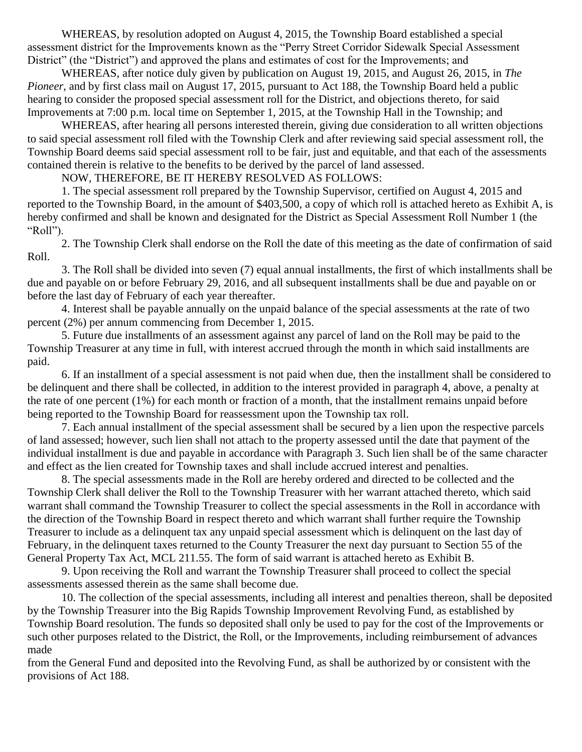WHEREAS, by resolution adopted on August 4, 2015, the Township Board established a special assessment district for the Improvements known as the "Perry Street Corridor Sidewalk Special Assessment District" (the "District") and approved the plans and estimates of cost for the Improvements; and

WHEREAS, after notice duly given by publication on August 19, 2015, and August 26, 2015, in *The Pioneer*, and by first class mail on August 17, 2015, pursuant to Act 188, the Township Board held a public hearing to consider the proposed special assessment roll for the District, and objections thereto, for said Improvements at 7:00 p.m. local time on September 1, 2015, at the Township Hall in the Township; and

WHEREAS, after hearing all persons interested therein, giving due consideration to all written objections to said special assessment roll filed with the Township Clerk and after reviewing said special assessment roll, the Township Board deems said special assessment roll to be fair, just and equitable, and that each of the assessments contained therein is relative to the benefits to be derived by the parcel of land assessed.

NOW, THEREFORE, BE IT HEREBY RESOLVED AS FOLLOWS:

1. The special assessment roll prepared by the Township Supervisor, certified on August 4, 2015 and reported to the Township Board, in the amount of $403,500, a copy of which roll is attached hereto as Exhibit A, is hereby confirmed and shall be known and designated for the District as Special Assessment Roll Number 1 (the "Roll").

2. The Township Clerk shall endorse on the Roll the date of this meeting as the date of confirmation of said Roll.

3. The Roll shall be divided into seven (7) equal annual installments, the first of which installments shall be due and payable on or before February 29, 2016, and all subsequent installments shall be due and payable on or before the last day of February of each year thereafter.

4. Interest shall be payable annually on the unpaid balance of the special assessments at the rate of two percent (2%) per annum commencing from December 1, 2015.

5. Future due installments of an assessment against any parcel of land on the Roll may be paid to the Township Treasurer at any time in full, with interest accrued through the month in which said installments are paid.

6. If an installment of a special assessment is not paid when due, then the installment shall be considered to be delinquent and there shall be collected, in addition to the interest provided in paragraph 4, above, a penalty at the rate of one percent (1%) for each month or fraction of a month, that the installment remains unpaid before being reported to the Township Board for reassessment upon the Township tax roll.

7. Each annual installment of the special assessment shall be secured by a lien upon the respective parcels of land assessed; however, such lien shall not attach to the property assessed until the date that payment of the individual installment is due and payable in accordance with Paragraph 3. Such lien shall be of the same character and effect as the lien created for Township taxes and shall include accrued interest and penalties.

8. The special assessments made in the Roll are hereby ordered and directed to be collected and the Township Clerk shall deliver the Roll to the Township Treasurer with her warrant attached thereto, which said warrant shall command the Township Treasurer to collect the special assessments in the Roll in accordance with the direction of the Township Board in respect thereto and which warrant shall further require the Township Treasurer to include as a delinquent tax any unpaid special assessment which is delinquent on the last day of February, in the delinquent taxes returned to the County Treasurer the next day pursuant to Section 55 of the General Property Tax Act, MCL 211.55. The form of said warrant is attached hereto as Exhibit B.

9. Upon receiving the Roll and warrant the Township Treasurer shall proceed to collect the special assessments assessed therein as the same shall become due.

10. The collection of the special assessments, including all interest and penalties thereon, shall be deposited by the Township Treasurer into the Big Rapids Township Improvement Revolving Fund, as established by Township Board resolution. The funds so deposited shall only be used to pay for the cost of the Improvements or such other purposes related to the District, the Roll, or the Improvements, including reimbursement of advances made from the General Fund and deposited into the Revolving Fund, as shall be authorized by or consistent with the provisions of Act 188.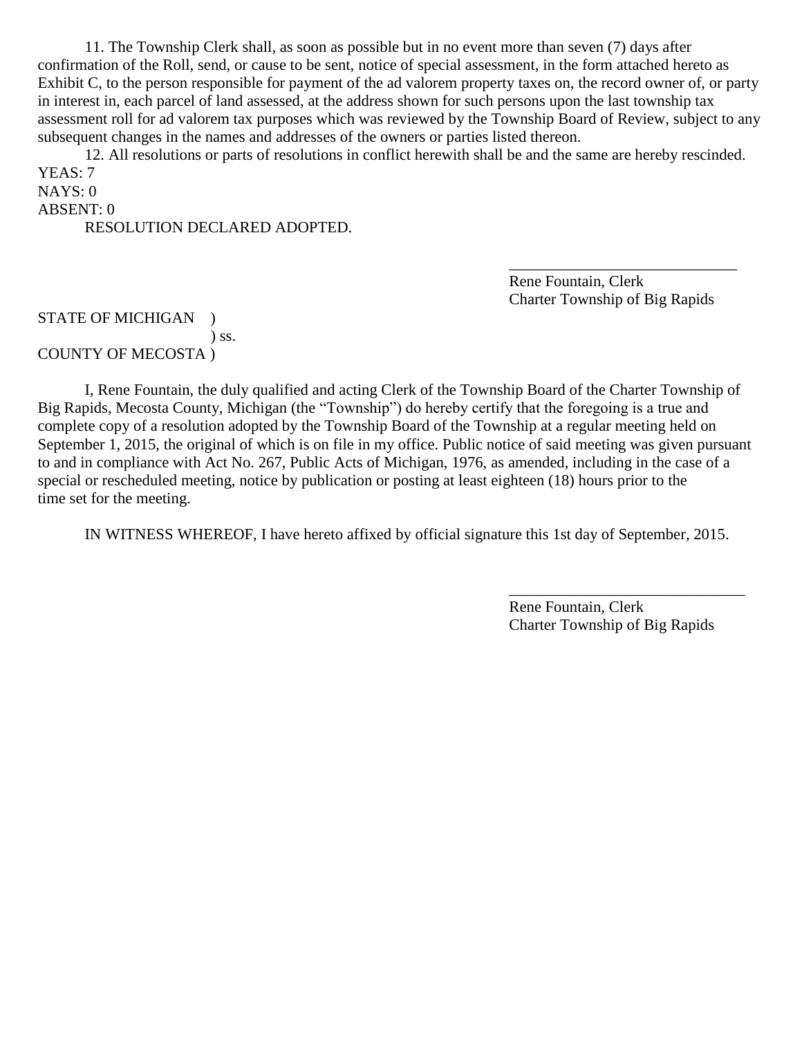11. The Township Clerk shall, as soon as possible but in no event more than seven (7) days after confirmation of the Roll, send, or cause to be sent, notice of special assessment, in the form attached hereto as Exhibit C, to the person responsible for payment of the ad valorem property taxes on, the record owner of, or party in interest in, each parcel of land assessed, at the address shown for such persons upon the last township tax assessment roll for ad valorem tax purposes which was reviewed by the Township Board of Review, subject to any subsequent changes in the names and addresses of the owners or parties listed thereon.

12. All resolutions or parts of resolutions in conflict herewith shall be and the same are hereby rescinded.

YEAS: 7
NAYS: 0
ABSENT: 0

RESOLUTION DECLARED ADOPTED.

\_\_\_\_\_\_\_\_\_\_\_\_\_\_\_\_\_\_\_\_\_\_\_\_\_\_\_\_\_\_
Rene Fountain, Clerk
Charter Township of Big Rapids

STATE OF MICHIGAN )
) ss.
COUNTY OF MECOSTA )

I, Rene Fountain, the duly qualified and acting Clerk of the Township Board of the Charter Township of Big Rapids, Mecosta County, Michigan (the "Township") do hereby certify that the foregoing is a true and complete copy of a resolution adopted by the Township Board of the Township at a regular meeting held on September 1, 2015, the original of which is on file in my office. Public notice of said meeting was given pursuant to and in compliance with Act No. 267, Public Acts of Michigan, 1976, as amended, including in the case of a special or rescheduled meeting, notice by publication or posting at least eighteen (18) hours prior to the time set for the meeting.

IN WITNESS WHEREOF, I have hereto affixed by official signature this 1st day of September, 2015.

\_\_\_\_\_\_\_\_\_\_\_\_\_\_\_\_\_\_\_\_\_\_\_\_\_\_\_\_\_\_
Rene Fountain, Clerk
Charter Township of Big Rapids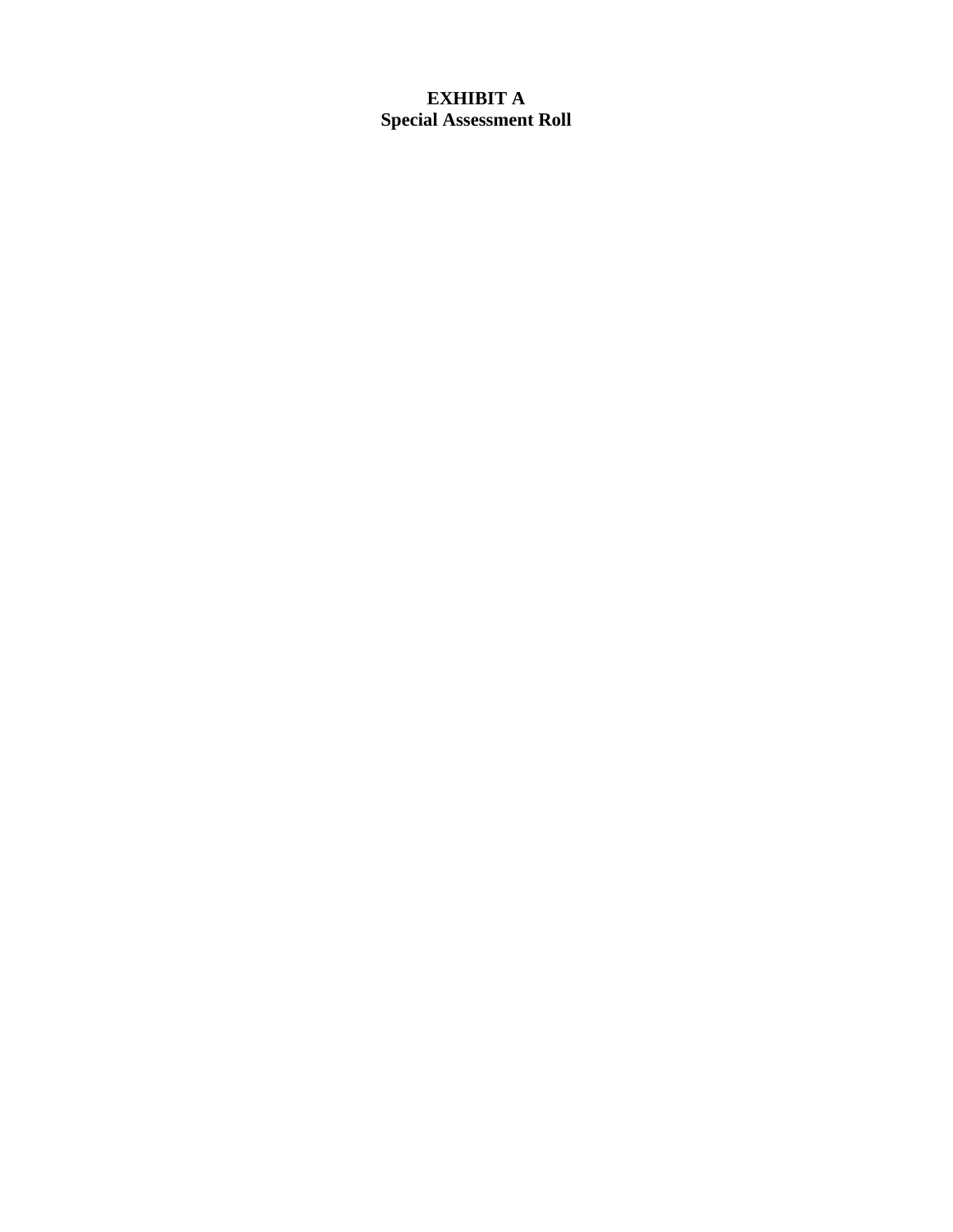# EXHIBIT A
## Special Assessment Roll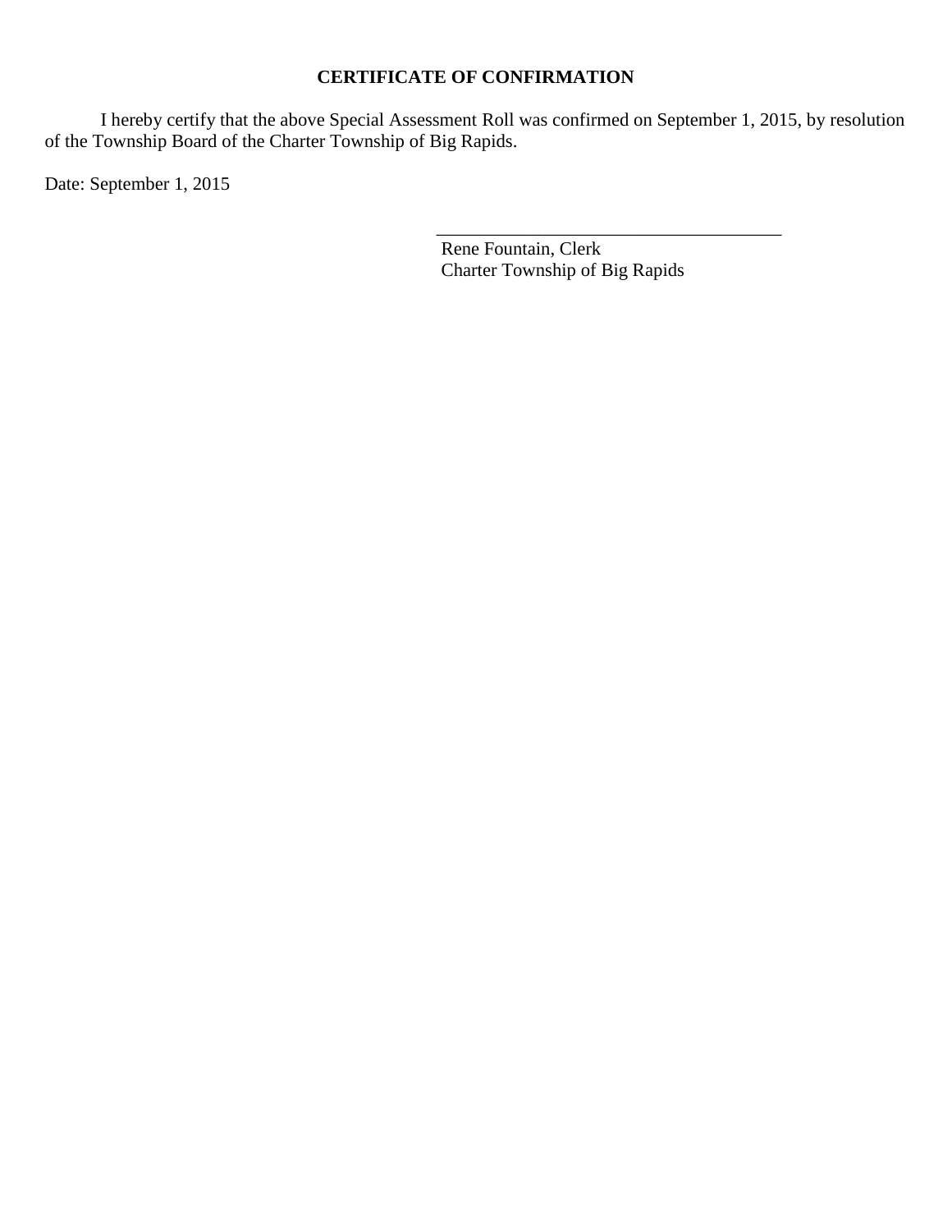## CERTIFICATE OF CONFIRMATION

I hereby certify that the above Special Assessment Roll was confirmed on September 1, 2015, by resolution of the Township Board of the Charter Township of Big Rapids.

Date: September 1, 2015

\_\_\_\_\_\_\_\_\_\_\_\_\_\_\_\_\_\_\_\_\_\_\_\_\_\_\_\_\_\_\_\_\_\_\_\_\_\_\_\_

Rene Fountain, Clerk  
Charter Township of Big Rapids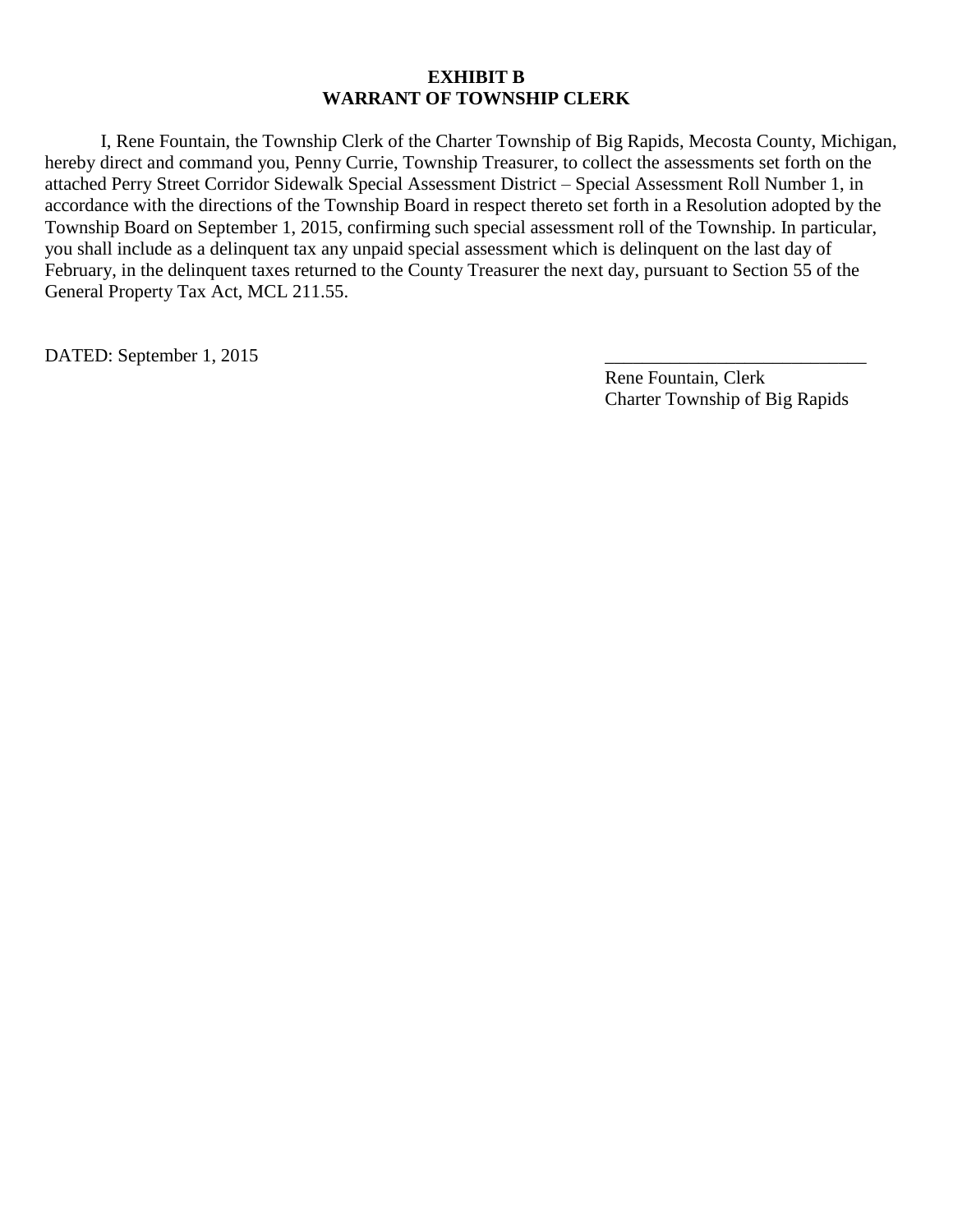**EXHIBIT B**
**WARRANT OF TOWNSHIP CLERK**

I, Rene Fountain, the Township Clerk of the Charter Township of Big Rapids, Mecosta County, Michigan, hereby direct and command you, Penny Currie, Township Treasurer, to collect the assessments set forth on the attached Perry Street Corridor Sidewalk Special Assessment District – Special Assessment Roll Number 1, in accordance with the directions of the Township Board in respect thereto set forth in a Resolution adopted by the Township Board on September 1, 2015, confirming such special assessment roll of the Township. In particular, you shall include as a delinquent tax any unpaid special assessment which is delinquent on the last day of February, in the delinquent taxes returned to the County Treasurer the next day, pursuant to Section 55 of the General Property Tax Act, MCL 211.55.

DATED: September 1, 2015

\_\_\_\_\_\_\_\_\_\_\_\_\_\_\_\_\_\_\_\_\_\_\_\_\_\_\_\_
Rene Fountain, Clerk
Charter Township of Big Rapids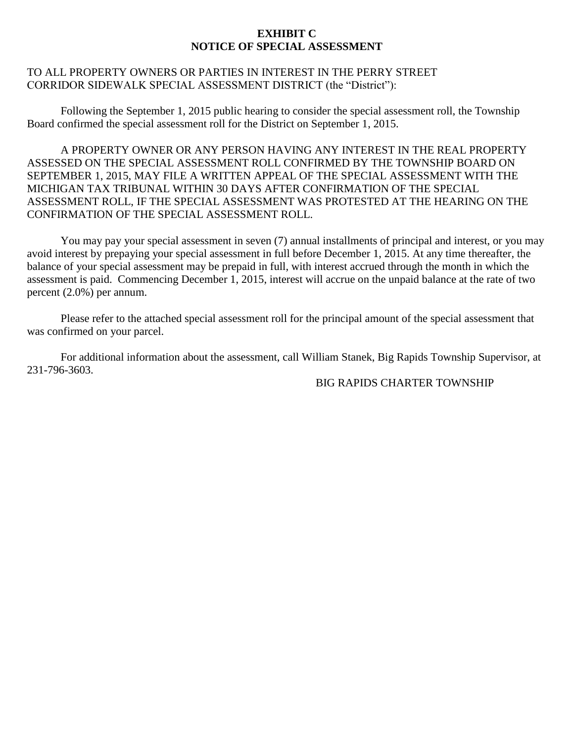**EXHIBIT C**
**NOTICE OF SPECIAL ASSESSMENT**

TO ALL PROPERTY OWNERS OR PARTIES IN INTEREST IN THE PERRY STREET CORRIDOR SIDEWALK SPECIAL ASSESSMENT DISTRICT (the "District"):

Following the September 1, 2015 public hearing to consider the special assessment roll, the Township Board confirmed the special assessment roll for the District on September 1, 2015.

A PROPERTY OWNER OR ANY PERSON HAVING ANY INTEREST IN THE REAL PROPERTY ASSESSED ON THE SPECIAL ASSESSMENT ROLL CONFIRMED BY THE TOWNSHIP BOARD ON SEPTEMBER 1, 2015, MAY FILE A WRITTEN APPEAL OF THE SPECIAL ASSESSMENT WITH THE MICHIGAN TAX TRIBUNAL WITHIN 30 DAYS AFTER CONFIRMATION OF THE SPECIAL ASSESSMENT ROLL, IF THE SPECIAL ASSESSMENT WAS PROTESTED AT THE HEARING ON THE CONFIRMATION OF THE SPECIAL ASSESSMENT ROLL.

You may pay your special assessment in seven (7) annual installments of principal and interest, or you may avoid interest by prepaying your special assessment in full before December 1, 2015. At any time thereafter, the balance of your special assessment may be prepaid in full, with interest accrued through the month in which the assessment is paid. Commencing December 1, 2015, interest will accrue on the unpaid balance at the rate of two percent (2.0%) per annum.

Please refer to the attached special assessment roll for the principal amount of the special assessment that was confirmed on your parcel.

For additional information about the assessment, call William Stanek, Big Rapids Township Supervisor, at 231-796-3603.

BIG RAPIDS CHARTER TOWNSHIP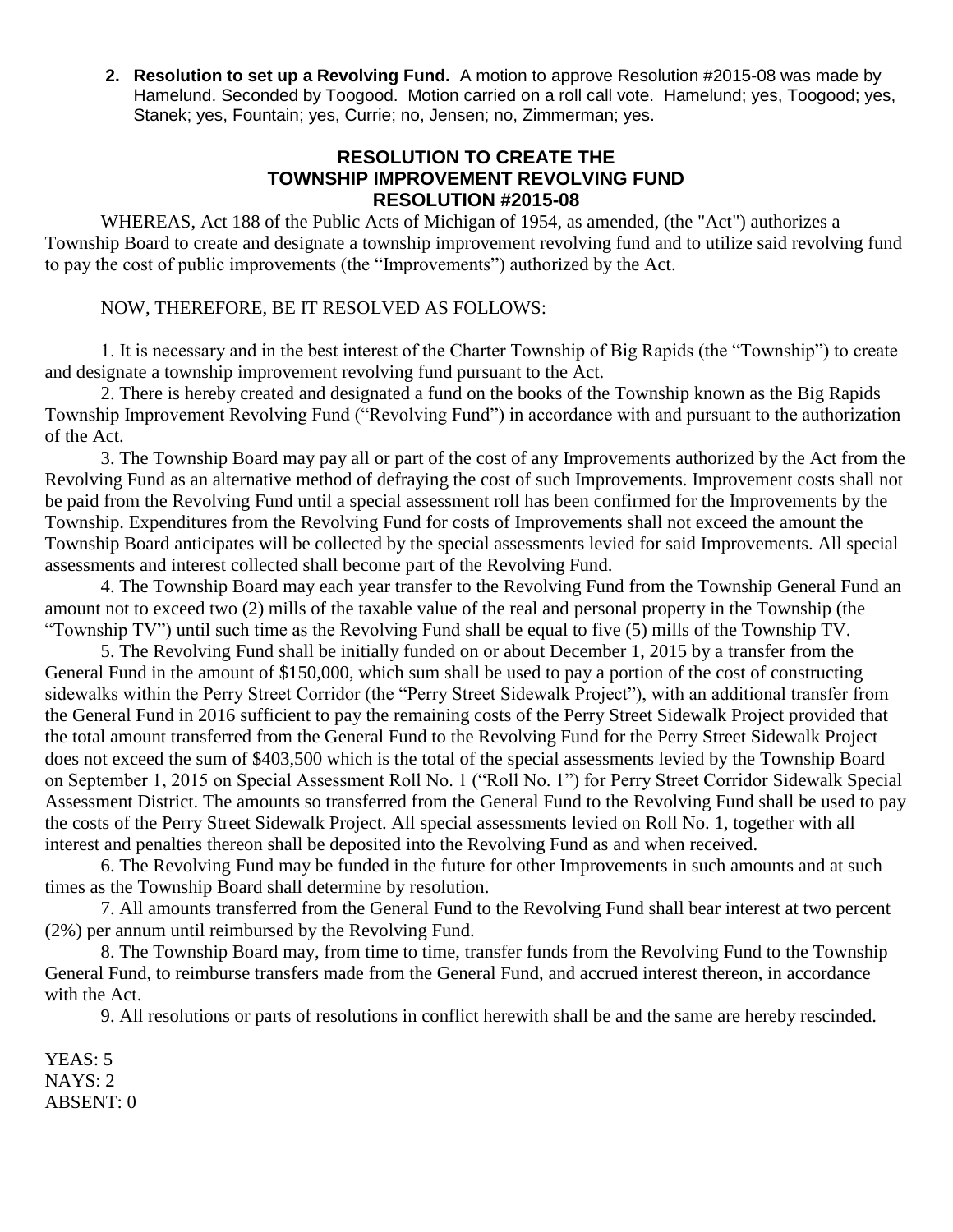2. **Resolution to set up a Revolving Fund.** A motion to approve Resolution #2015-08 was made by Hamelund. Seconded by Toogood. Motion carried on a roll call vote. Hamelund; yes, Toogood; yes, Stanek; yes, Fountain; yes, Currie; no, Jensen; no, Zimmerman; yes.

**RESOLUTION TO CREATE THE**
**TOWNSHIP IMPROVEMENT REVOLVING FUND**
**RESOLUTION #2015-08**

WHEREAS, Act 188 of the Public Acts of Michigan of 1954, as amended, (the "Act") authorizes a Township Board to create and designate a township improvement revolving fund and to utilize said revolving fund to pay the cost of public improvements (the "Improvements") authorized by the Act.

NOW, THEREFORE, BE IT RESOLVED AS FOLLOWS:

1. It is necessary and in the best interest of the Charter Township of Big Rapids (the "Township") to create and designate a township improvement revolving fund pursuant to the Act.

2. There is hereby created and designated a fund on the books of the Township known as the Big Rapids Township Improvement Revolving Fund ("Revolving Fund") in accordance with and pursuant to the authorization of the Act.

3. The Township Board may pay all or part of the cost of any Improvements authorized by the Act from the Revolving Fund as an alternative method of defraying the cost of such Improvements. Improvement costs shall not be paid from the Revolving Fund until a special assessment roll has been confirmed for the Improvements by the Township. Expenditures from the Revolving Fund for costs of Improvements shall not exceed the amount the Township Board anticipates will be collected by the special assessments levied for said Improvements. All special assessments and interest collected shall become part of the Revolving Fund.

4. The Township Board may each year transfer to the Revolving Fund from the Township General Fund an amount not to exceed two (2) mills of the taxable value of the real and personal property in the Township (the "Township TV") until such time as the Revolving Fund shall be equal to five (5) mills of the Township TV.

5. The Revolving Fund shall be initially funded on or about December 1, 2015 by a transfer from the General Fund in the amount of $150,000, which sum shall be used to pay a portion of the cost of constructing sidewalks within the Perry Street Corridor (the "Perry Street Sidewalk Project"), with an additional transfer from the General Fund in 2016 sufficient to pay the remaining costs of the Perry Street Sidewalk Project provided that the total amount transferred from the General Fund to the Revolving Fund for the Perry Street Sidewalk Project does not exceed the sum of $403,500 which is the total of the special assessments levied by the Township Board on September 1, 2015 on Special Assessment Roll No. 1 ("Roll No. 1") for Perry Street Corridor Sidewalk Special Assessment District. The amounts so transferred from the General Fund to the Revolving Fund shall be used to pay the costs of the Perry Street Sidewalk Project. All special assessments levied on Roll No. 1, together with all interest and penalties thereon shall be deposited into the Revolving Fund as and when received.

6. The Revolving Fund may be funded in the future for other Improvements in such amounts and at such times as the Township Board shall determine by resolution.

7. All amounts transferred from the General Fund to the Revolving Fund shall bear interest at two percent (2%) per annum until reimbursed by the Revolving Fund.

8. The Township Board may, from time to time, transfer funds from the Revolving Fund to the Township General Fund, to reimburse transfers made from the General Fund, and accrued interest thereon, in accordance with the Act.

9. All resolutions or parts of resolutions in conflict herewith shall be and the same are hereby rescinded.

YEAS: 5
NAYS: 2
ABSENT: 0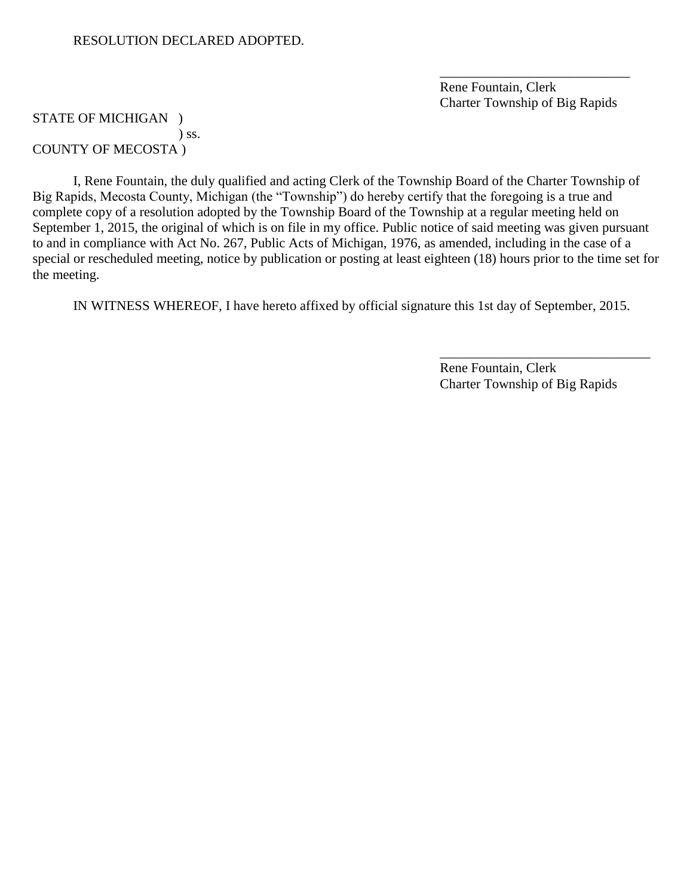RESOLUTION DECLARED ADOPTED.

\_\_\_\_\_\_\_\_\_\_\_\_\_\_\_\_\_\_\_\_\_\_\_\_\_\_\_\_\_\_
Rene Fountain, Clerk
Charter Township of Big Rapids

STATE OF MICHIGAN )
) ss.
COUNTY OF MECOSTA )

I, Rene Fountain, the duly qualified and acting Clerk of the Township Board of the Charter Township of Big Rapids, Mecosta County, Michigan (the "Township") do hereby certify that the foregoing is a true and complete copy of a resolution adopted by the Township Board of the Township at a regular meeting held on September 1, 2015, the original of which is on file in my office. Public notice of said meeting was given pursuant to and in compliance with Act No. 267, Public Acts of Michigan, 1976, as amended, including in the case of a special or rescheduled meeting, notice by publication or posting at least eighteen (18) hours prior to the time set for the meeting.

IN WITNESS WHEREOF, I have hereto affixed by official signature this 1st day of September, 2015.

\_\_\_\_\_\_\_\_\_\_\_\_\_\_\_\_\_\_\_\_\_\_\_\_\_\_\_\_\_\_\_\_\_
Rene Fountain, Clerk
Charter Township of Big Rapids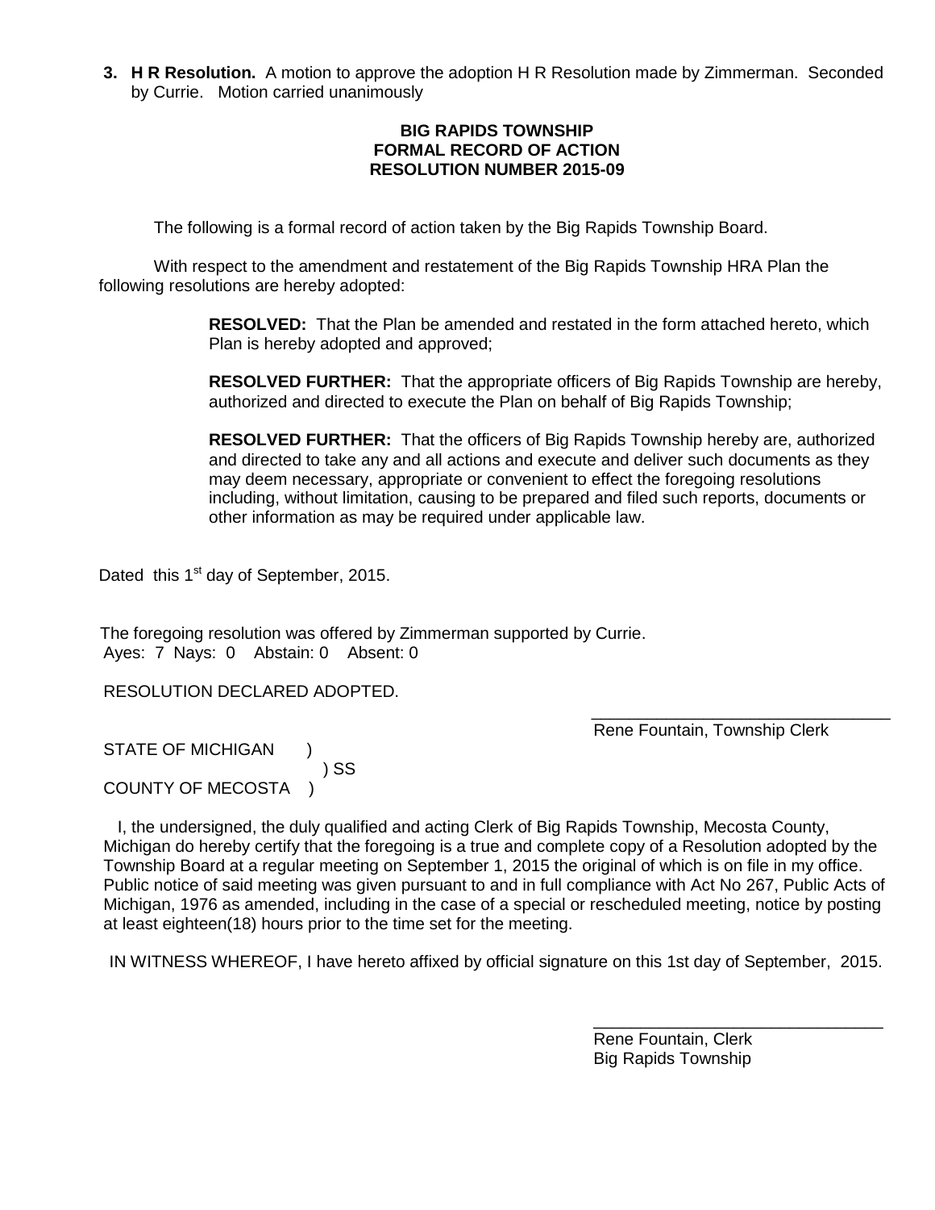3. **H R Resolution.** A motion to approve the adoption H R Resolution made by Zimmerman. Seconded by Currie. Motion carried unanimously

**BIG RAPIDS TOWNSHIP**
**FORMAL RECORD OF ACTION**
**RESOLUTION NUMBER 2015-09**

The following is a formal record of action taken by the Big Rapids Township Board.

With respect to the amendment and restatement of the Big Rapids Township HRA Plan the following resolutions are hereby adopted:

> **RESOLVED:** That the Plan be amended and restated in the form attached hereto, which Plan is hereby adopted and approved;
>
> **RESOLVED FURTHER:** That the appropriate officers of Big Rapids Township are hereby, authorized and directed to execute the Plan on behalf of Big Rapids Township;
>
> **RESOLVED FURTHER:** That the officers of Big Rapids Township hereby are, authorized and directed to take any and all actions and execute and deliver such documents as they may deem necessary, appropriate or convenient to effect the foregoing resolutions including, without limitation, causing to be prepared and filed such reports, documents or other information as may be required under applicable law.

Dated this 1st day of September, 2015.

The foregoing resolution was offered by Zimmerman supported by Currie.
Ayes: 7 Nays: 0 Abstain: 0 Absent: 0

RESOLUTION DECLARED ADOPTED.

\_\_\_\_\_\_\_\_\_\_\_\_\_\_\_\_\_\_\_\_\_\_\_\_\_\_\_\_\_\_\_\_
Rene Fountain, Township Clerk

STATE OF MICHIGAN )
) SS
COUNTY OF MECOSTA )

I, the undersigned, the duly qualified and acting Clerk of Big Rapids Township, Mecosta County, Michigan do hereby certify that the foregoing is a true and complete copy of a Resolution adopted by the Township Board at a regular meeting on September 1, 2015 the original of which is on file in my office. Public notice of said meeting was given pursuant to and in full compliance with Act No 267, Public Acts of Michigan, 1976 as amended, including in the case of a special or rescheduled meeting, notice by posting at least eighteen(18) hours prior to the time set for the meeting.

IN WITNESS WHEREOF, I have hereto affixed by official signature on this 1st day of September, 2015.

\_\_\_\_\_\_\_\_\_\_\_\_\_\_\_\_\_\_\_\_\_\_\_\_\_\_\_\_\_\_\_\_
Rene Fountain, Clerk
Big Rapids Township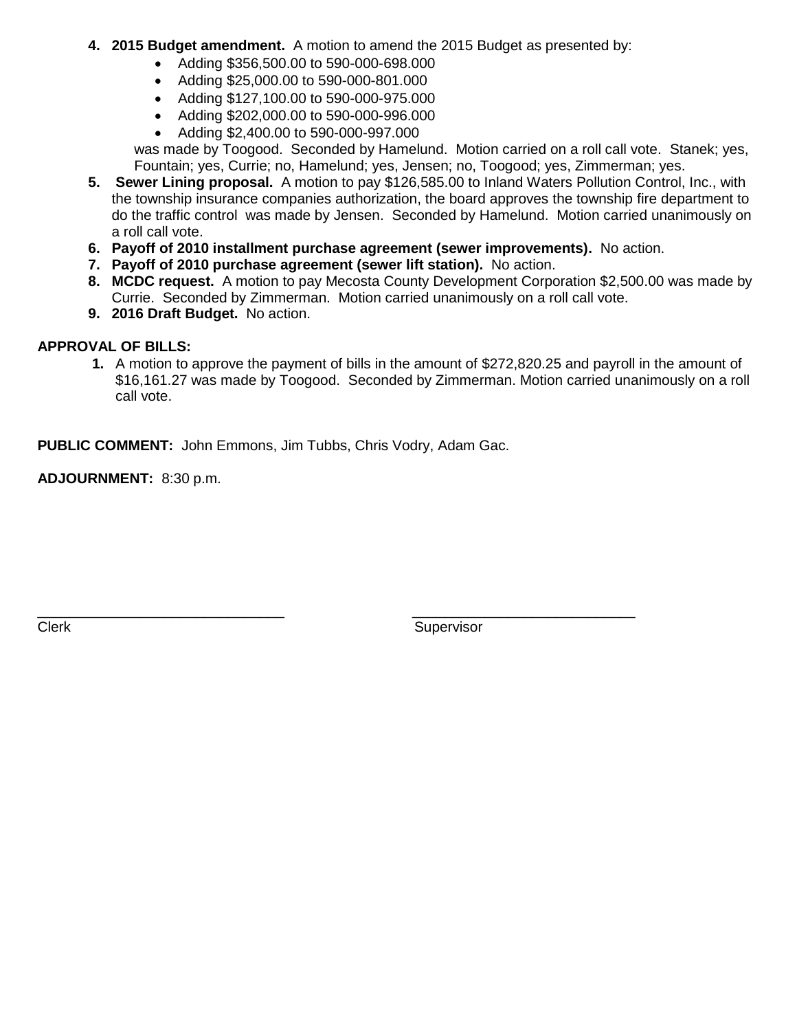4. **2015 Budget amendment.** A motion to amend the 2015 Budget as presented by:
   - Adding $356,500.00 to 590-000-698.000
   - Adding $25,000.00 to 590-000-801.000
   - Adding $127,100.00 to 590-000-975.000
   - Adding $202,000.00 to 590-000-996.000
   - Adding $2,400.00 to 590-000-997.000

   was made by Toogood. Seconded by Hamelund. Motion carried on a roll call vote. Stanek; yes, Fountain; yes, Currie; no, Hamelund; yes, Jensen; no, Toogood; yes, Zimmerman; yes.
5. **Sewer Lining proposal.** A motion to pay $126,585.00 to Inland Waters Pollution Control, Inc., with the township insurance companies authorization, the board approves the township fire department to do the traffic control was made by Jensen. Seconded by Hamelund. Motion carried unanimously on a roll call vote.
6. **Payoff of 2010 installment purchase agreement (sewer improvements).** No action.
7. **Payoff of 2010 purchase agreement (sewer lift station).** No action.
8. **MCDC request.** A motion to pay Mecosta County Development Corporation $2,500.00 was made by Currie. Seconded by Zimmerman. Motion carried unanimously on a roll call vote.
9. **2016 Draft Budget.** No action.

**APPROVAL OF BILLS:**

1. A motion to approve the payment of bills in the amount of $272,820.25 and payroll in the amount of $16,161.27 was made by Toogood. Seconded by Zimmerman. Motion carried unanimously on a roll call vote.

**PUBLIC COMMENT:** John Emmons, Jim Tubbs, Chris Vodry, Adam Gac.

**ADJOURNMENT:** 8:30 p.m.

_______________________________ _______________________________

Clerk Supervisor